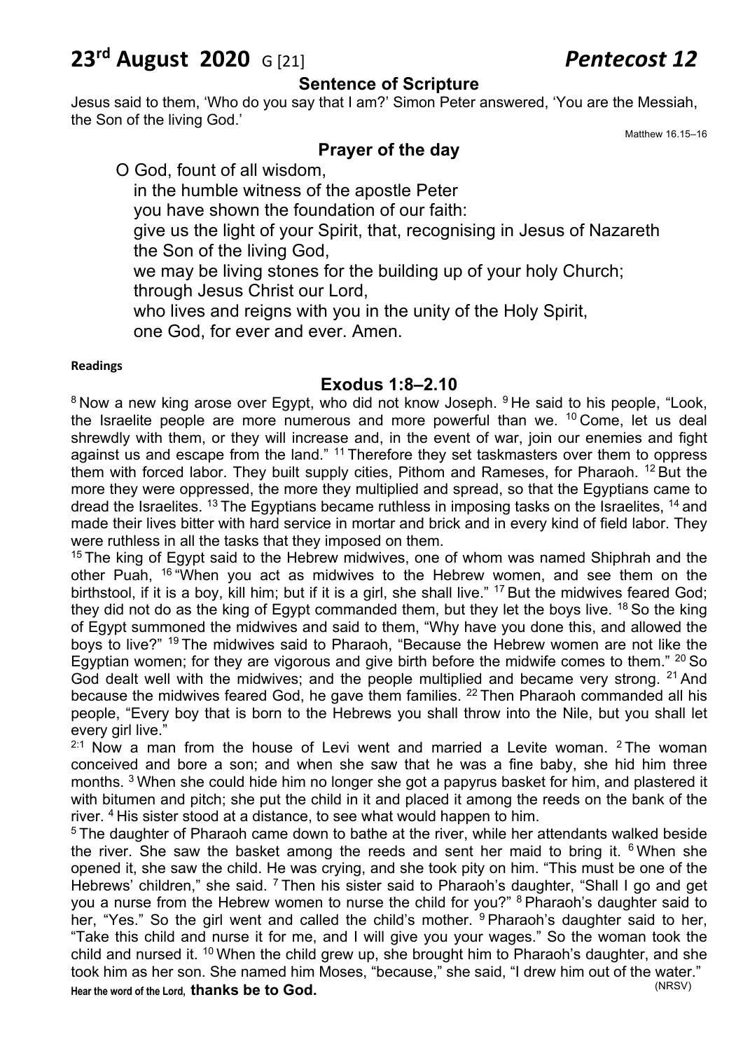# 23rd August 2020 G [21] *Pentecost 12*

## Sentence of Scripture

Jesus said to them, 'Who do you say that I am?' Simon Peter answered, 'You are the Messiah, the Son of the living God.'

Matthew 16.15–16

## Prayer of the day

O God, fount of all wisdom,
in the humble witness of the apostle Peter
you have shown the foundation of our faith:
give us the light of your Spirit, that, recognising in Jesus of Nazareth
the Son of the living God,
we may be living stones for the building up of your holy Church;
through Jesus Christ our Lord,
who lives and reigns with you in the unity of the Holy Spirit,
one God, for ever and ever. Amen.

**Readings**

## Exodus 1:8–2.10

[8] Now a new king arose over Egypt, who did not know Joseph. [9] He said to his people, "Look, the Israelite people are more numerous and more powerful than we. [10] Come, let us deal shrewdly with them, or they will increase and, in the event of war, join our enemies and fight against us and escape from the land." [11] Therefore they set taskmasters over them to oppress them with forced labor. They built supply cities, Pithom and Rameses, for Pharaoh. [12] But the more they were oppressed, the more they multiplied and spread, so that the Egyptians came to dread the Israelites. [13] The Egyptians became ruthless in imposing tasks on the Israelites, [14] and made their lives bitter with hard service in mortar and brick and in every kind of field labor. They were ruthless in all the tasks that they imposed on them.

[15] The king of Egypt said to the Hebrew midwives, one of whom was named Shiphrah and the other Puah, [16] "When you act as midwives to the Hebrew women, and see them on the birthstool, if it is a boy, kill him; but if it is a girl, she shall live." [17] But the midwives feared God; they did not do as the king of Egypt commanded them, but they let the boys live. [18] So the king of Egypt summoned the midwives and said to them, "Why have you done this, and allowed the boys to live?" [19] The midwives said to Pharaoh, "Because the Hebrew women are not like the Egyptian women; for they are vigorous and give birth before the midwife comes to them." [20] So God dealt well with the midwives; and the people multiplied and became very strong. [21] And because the midwives feared God, he gave them families. [22] Then Pharaoh commanded all his people, "Every boy that is born to the Hebrews you shall throw into the Nile, but you shall let every girl live."

[2:1] Now a man from the house of Levi went and married a Levite woman. [2] The woman conceived and bore a son; and when she saw that he was a fine baby, she hid him three months. [3] When she could hide him no longer she got a papyrus basket for him, and plastered it with bitumen and pitch; she put the child in it and placed it among the reeds on the bank of the river. [4] His sister stood at a distance, to see what would happen to him.

[5] The daughter of Pharaoh came down to bathe at the river, while her attendants walked beside the river. She saw the basket among the reeds and sent her maid to bring it. [6] When she opened it, she saw the child. He was crying, and she took pity on him. "This must be one of the Hebrews' children," she said. [7] Then his sister said to Pharaoh's daughter, "Shall I go and get you a nurse from the Hebrew women to nurse the child for you?" [8] Pharaoh's daughter said to her, "Yes." So the girl went and called the child's mother. [9] Pharaoh's daughter said to her, "Take this child and nurse it for me, and I will give you your wages." So the woman took the child and nursed it. [10] When the child grew up, she brought him to Pharaoh's daughter, and she took him as her son. She named him Moses, "because," she said, "I drew him out of the water."

Hear the word of the Lord, **thanks be to God.** (NRSV)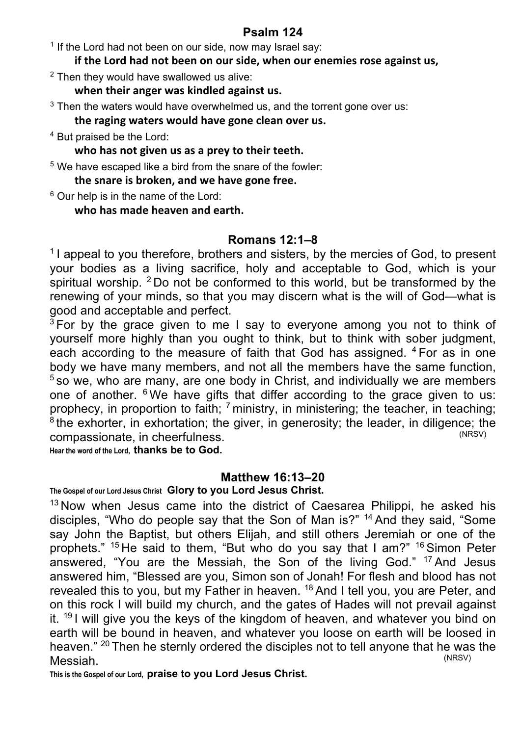## Psalm 124

[1] If the Lord had not been on our side, now may Israel say:

**if the Lord had not been on our side, when our enemies rose against us,**

[2] Then they would have swallowed us alive:

**when their anger was kindled against us.**

[3] Then the waters would have overwhelmed us, and the torrent gone over us:

**the raging waters would have gone clean over us.**

[4] But praised be the Lord:

**who has not given us as a prey to their teeth.**

[5] We have escaped like a bird from the snare of the fowler:

**the snare is broken, and we have gone free.**

[6] Our help is in the name of the Lord:

**who has made heaven and earth.**

## Romans 12:1–8

[1] I appeal to you therefore, brothers and sisters, by the mercies of God, to present your bodies as a living sacrifice, holy and acceptable to God, which is your spiritual worship. [2] Do not be conformed to this world, but be transformed by the renewing of your minds, so that you may discern what is the will of God—what is good and acceptable and perfect.

[3] For by the grace given to me I say to everyone among you not to think of yourself more highly than you ought to think, but to think with sober judgment, each according to the measure of faith that God has assigned. [4] For as in one body we have many members, and not all the members have the same function, [5] so we, who are many, are one body in Christ, and individually we are members one of another. [6] We have gifts that differ according to the grace given to us: prophecy, in proportion to faith; [7] ministry, in ministering; the teacher, in teaching; [8] the exhorter, in exhortation; the giver, in generosity; the leader, in diligence; the compassionate, in cheerfulness. (NRSV)

Hear the word of the Lord, **thanks be to God.**

## Matthew 16:13–20

The Gospel of our Lord Jesus Christ **Glory to you Lord Jesus Christ.**

[13] Now when Jesus came into the district of Caesarea Philippi, he asked his disciples, "Who do people say that the Son of Man is?" [14] And they said, "Some say John the Baptist, but others Elijah, and still others Jeremiah or one of the prophets." [15] He said to them, "But who do you say that I am?" [16] Simon Peter answered, "You are the Messiah, the Son of the living God." [17] And Jesus answered him, "Blessed are you, Simon son of Jonah! For flesh and blood has not revealed this to you, but my Father in heaven. [18] And I tell you, you are Peter, and on this rock I will build my church, and the gates of Hades will not prevail against it. [19] I will give you the keys of the kingdom of heaven, and whatever you bind on earth will be bound in heaven, and whatever you loose on earth will be loosed in heaven." [20] Then he sternly ordered the disciples not to tell anyone that he was the Messiah. (NRSV)

This is the Gospel of our Lord, **praise to you Lord Jesus Christ.**